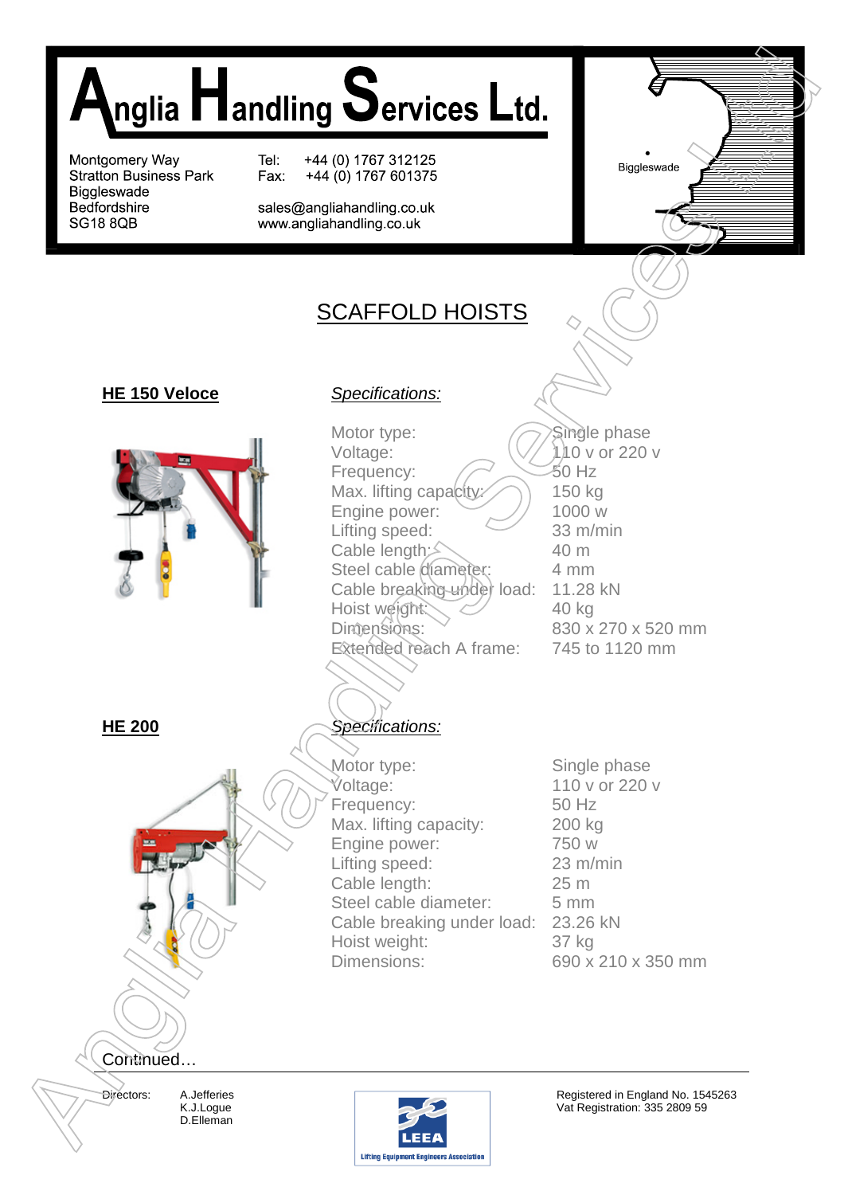# Anglia Handling Services Ltd.

Montgomery Way
Stratton Business Park
Biggleswade
Bedfordshire
SG18 8QB

Tel: +44 (0) 1767 312125
Fax: +44 (0) 1767 601375

sales@angliahandling.co.uk
www.angliahandling.co.uk

Biggleswade

## SCAFFOLD HOISTS

### HE 150 Veloce

*Specifications:*

| | |
|---|---|
| Motor type: | Single phase |
| Voltage: | 110 v or 220 v |
| Frequency: | 50 Hz |
| Max. lifting capacity: | 150 kg |
| Engine power: | 1000 w |
| Lifting speed: | 33 m/min |
| Cable length: | 40 m |
| Steel cable diameter: | 4 mm |
| Cable breaking under load: | 11.28 kN |
| Hoist weight: | 40 kg |
| Dimensions: | 830 x 270 x 520 mm |
| Extended reach A frame: | 745 to 1120 mm |

### HE 200

*Specifications:*

| | |
|---|---|
| Motor type: | Single phase |
| Voltage: | 110 v or 220 v |
| Frequency: | 50 Hz |
| Max. lifting capacity: | 200 kg |
| Engine power: | 750 w |
| Lifting speed: | 23 m/min |
| Cable length: | 25 m |
| Steel cable diameter: | 5 mm |
| Cable breaking under load: | 23.26 kN |
| Hoist weight: | 37 kg |
| Dimensions: | 690 x 210 x 350 mm |

Continued…

Directors: A.Jefferies
K.J.Logue
D.Elleman

LEEA
Lifting Equipment Engineers Association

Registered in England No. 1545263
Vat Registration: 335 2809 59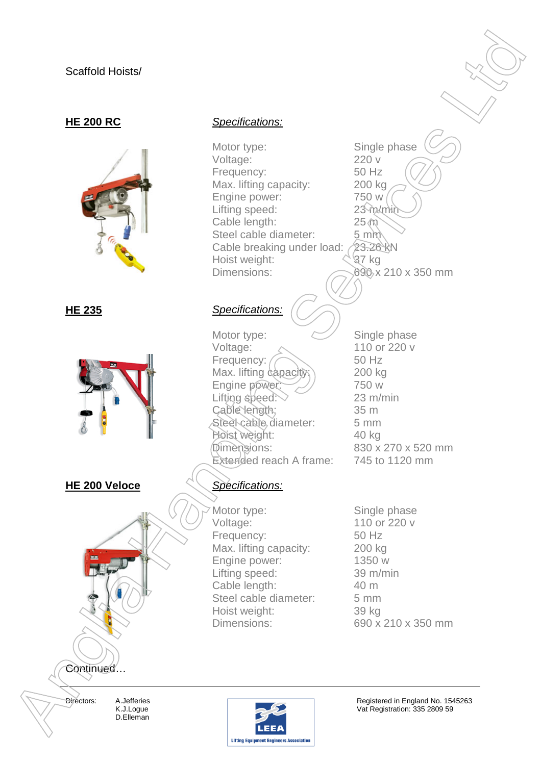Scaffold Hoists/

## HE 200 RC

*Specifications:*

| | |
|---|---|
| Motor type: | Single phase |
| Voltage: | 220 v |
| Frequency: | 50 Hz |
| Max. lifting capacity: | 200 kg |
| Engine power: | 750 w |
| Lifting speed: | 23 m/min |
| Cable length: | 25 m |
| Steel cable diameter: | 5 mm |
| Cable breaking under load: | 23.26 kN |
| Hoist weight: | 37 kg |
| Dimensions: | 690 x 210 x 350 mm |

## HE 235

*Specifications:*

| | |
|---|---|
| Motor type: | Single phase |
| Voltage: | 110 or 220 v |
| Frequency: | 50 Hz |
| Max. lifting capacity: | 200 kg |
| Engine power: | 750 w |
| Lifting speed: | 23 m/min |
| Cable length: | 35 m |
| Steel cable diameter: | 5 mm |
| Hoist weight: | 40 kg |
| Dimensions: | 830 x 270 x 520 mm |
| Extended reach A frame: | 745 to 1120 mm |

## HE 200 Veloce

*Specifications:*

| | |
|---|---|
| Motor type: | Single phase |
| Voltage: | 110 or 220 v |
| Frequency: | 50 Hz |
| Max. lifting capacity: | 200 kg |
| Engine power: | 1350 w |
| Lifting speed: | 39 m/min |
| Cable length: | 40 m |
| Steel cable diameter: | 5 mm |
| Hoist weight: | 39 kg |
| Dimensions: | 690 x 210 x 350 mm |

Continued…

Directors: A.Jefferies, K.J.Logue, D.Elleman

Registered in England No. 1545263
Vat Registration: 335 2809 59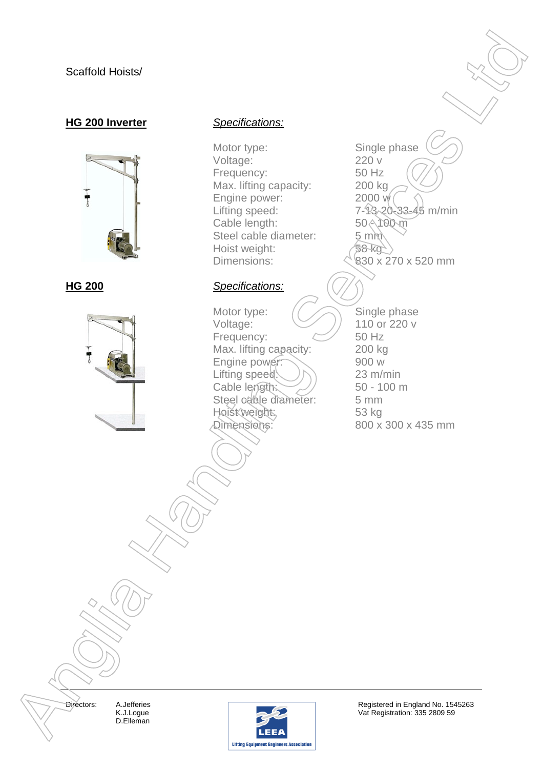Scaffold Hoists/

## HG 200 Inverter

*Specifications:*

| | |
|---|---|
| Motor type: | Single phase |
| Voltage: | 220 v |
| Frequency: | 50 Hz |
| Max. lifting capacity: | 200 kg |
| Engine power: | 2000 w |
| Lifting speed: | 7-13-20-33-45 m/min |
| Cable length: | 50 - 100 m |
| Steel cable diameter: | 5 mm |
| Hoist weight: | 58 kg |
| Dimensions: | 830 x 270 x 520 mm |

## HG 200

*Specifications:*

| | |
|---|---|
| Motor type: | Single phase |
| Voltage: | 110 or 220 v |
| Frequency: | 50 Hz |
| Max. lifting capacity: | 200 kg |
| Engine power: | 900 w |
| Lifting speed: | 23 m/min |
| Cable length: | 50 - 100 m |
| Steel cable diameter: | 5 mm |
| Hoist weight: | 53 kg |
| Dimensions: | 800 x 300 x 435 mm |

Directors: A.Jefferies
K.J.Logue
D.Elleman

LEEA
Lifting Equipment Engineers Association

Registered in England No. 1545263
Vat Registration: 335 2809 59